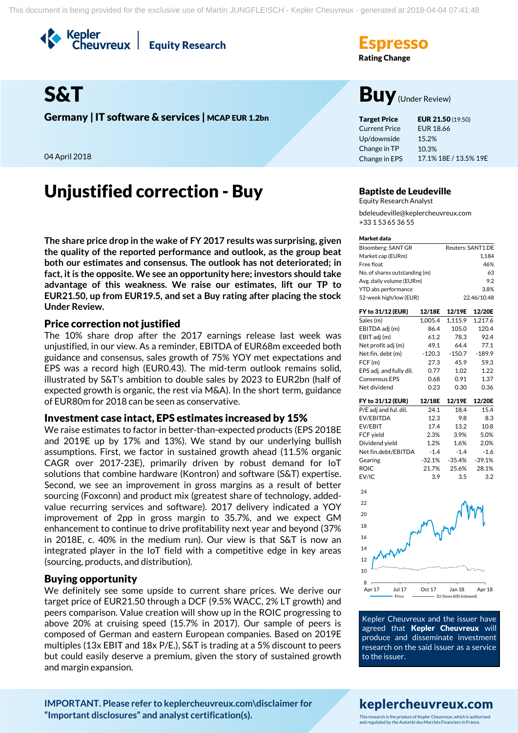This document is being provided for the exclusive use of Martin JUNGFLEISCH - Kepler Cheuvreux - generated at 2018-04-04 07:41:48

Kepler Cheuvreux | Equity Research

**Espresso**
**Rating Change**

# S&T

**Germany | IT software & services | MCAP EUR 1.2bn**

04 April 2018

**Buy** (Under Review)

| | |
|---|---|
| **Target Price** | **EUR 21.50** (19.50) |
| Current Price | EUR 18.66 |
| Up/downside | 15.2% |
| Change in TP | 10.3% |
| Change in EPS | 17.1% 18E / 13.5% 19E |

# Unjustified correction - Buy

**Baptiste de Leudeville**
Equity Research Analyst
bdeleudeville@keplercheuvreux.com
+33 1 53 65 36 55

**The share price drop in the wake of FY 2017 results was surprising, given the quality of the reported performance and outlook, as the group beat both our estimates and consensus. The outlook has not deteriorated; in fact, it is the opposite. We see an opportunity here; investors should take advantage of this weakness. We raise our estimates, lift our TP to EUR21.50, up from EUR19.5, and set a Buy rating after placing the stock Under Review.**

## Price correction not justified

The 10% share drop after the 2017 earnings release last week was unjustified, in our view. As a reminder, EBITDA of EUR68m exceeded both guidance and consensus, sales growth of 75% YOY met expectations and EPS was a record high (EUR0.43). The mid-term outlook remains solid, illustrated by S&T's ambition to double sales by 2023 to EUR2bn (half of expected growth is organic, the rest via M&A). In the short term, guidance of EUR80m for 2018 can be seen as conservative.

## Investment case intact, EPS estimates increased by 15%

We raise estimates to factor in better-than-expected products (EPS 2018E and 2019E up by 17% and 13%). We stand by our underlying bullish assumptions. First, we factor in sustained growth ahead (11.5% organic CAGR over 2017-23E), primarily driven by robust demand for IoT solutions that combine hardware (Kontron) and software (S&T) expertise. Second, we see an improvement in gross margins as a result of better sourcing (Foxconn) and product mix (greatest share of technology, added-value recurring services and software). 2017 delivery indicated a YOY improvement of 2pp in gross margin to 35.7%, and we expect GM enhancement to continue to drive profitability next year and beyond (37% in 2018E, c. 40% in the medium run). Our view is that S&T is now an integrated player in the IoT field with a competitive edge in key areas (sourcing, products, and distribution).

## Buying opportunity

We definitely see some upside to current share prices. We derive our target price of EUR21.50 through a DCF (9.5% WACC, 2% LT growth) and peers comparison. Value creation will show up in the ROIC progressing to above 20% at cruising speed (15.7% in 2017). Our sample of peers is composed of German and eastern European companies. Based on 2019E multiples (13x EBIT and 18x P/E.), S&T is trading at a 5% discount to peers but could easily deserve a premium, given the story of sustained growth and margin expansion.

**Market data**

| | |
|---|---|
| Bloomberg: SANT GR | Reuters: SANT1.DE |
| Market cap (EURm) | 1,184 |
| Free float | 46% |
| No. of shares outstanding (m) | 63 |
| Avg. daily volume (EURm) | 9.2 |
| YTD abs performance | 3.8% |
| 52-week high/low (EUR) | 22.46/10.48 |

| FY to 31/12 (EUR) | 12/18E | 12/19E | 12/20E |
|---|---|---|---|
| Sales (m) | 1,005.4 | 1,115.9 | 1,217.6 |
| EBITDA adj (m) | 86.4 | 105.0 | 120.4 |
| EBIT adj (m) | 61.2 | 78.3 | 92.4 |
| Net profit adj (m) | 49.1 | 64.4 | 77.1 |
| Net fin. debt (m) | -120.3 | -150.7 | -189.9 |
| FCF (m) | 27.3 | 45.9 | 59.3 |
| EPS adj. and fully dil. | 0.77 | 1.02 | 1.22 |
| Consensus EPS | 0.68 | 0.91 | 1.37 |
| Net dividend | 0.23 | 0.30 | 0.36 |

| FY to 31/12 (EUR) | 12/18E | 12/19E | 12/20E |
|---|---|---|---|
| P/E adj and ful. dil. | 24.1 | 18.4 | 15.4 |
| EV/EBITDA | 12.3 | 9.8 | 8.3 |
| EV/EBIT | 17.4 | 13.2 | 10.8 |
| FCF yield | 2.3% | 3.9% | 5.0% |
| Dividend yield | 1.2% | 1.6% | 2.0% |
| Net fin.debt/EBITDA | -1.4 | -1.4 | -1.6 |
| Gearing | -32.1% | -35.4% | -39.1% |
| ROIC | 21.7% | 25.6% | 28.1% |
| EV/IC | 3.9 | 3.5 | 3.2 |

24
22
20
18
16
14
12
10
8
Apr 17
Jul 17
Oct 17
Jan 18
Apr 18
Price
DJ Stoxx 600 (rebased)

Kepler Cheuvreux and the issuer have agreed that **Kepler Cheuvreux** will produce and disseminate investment research on the said issuer as a service to the issuer.

**IMPORTANT. Please refer to keplercheuvreux.com\disclaimer for "Important disclosures" and analyst certification(s).**

**keplercheuvreux.com**

This research is the product of Kepler Cheuvreux, which is authorised and regulated by the Autorité des Marchés Financiers in France.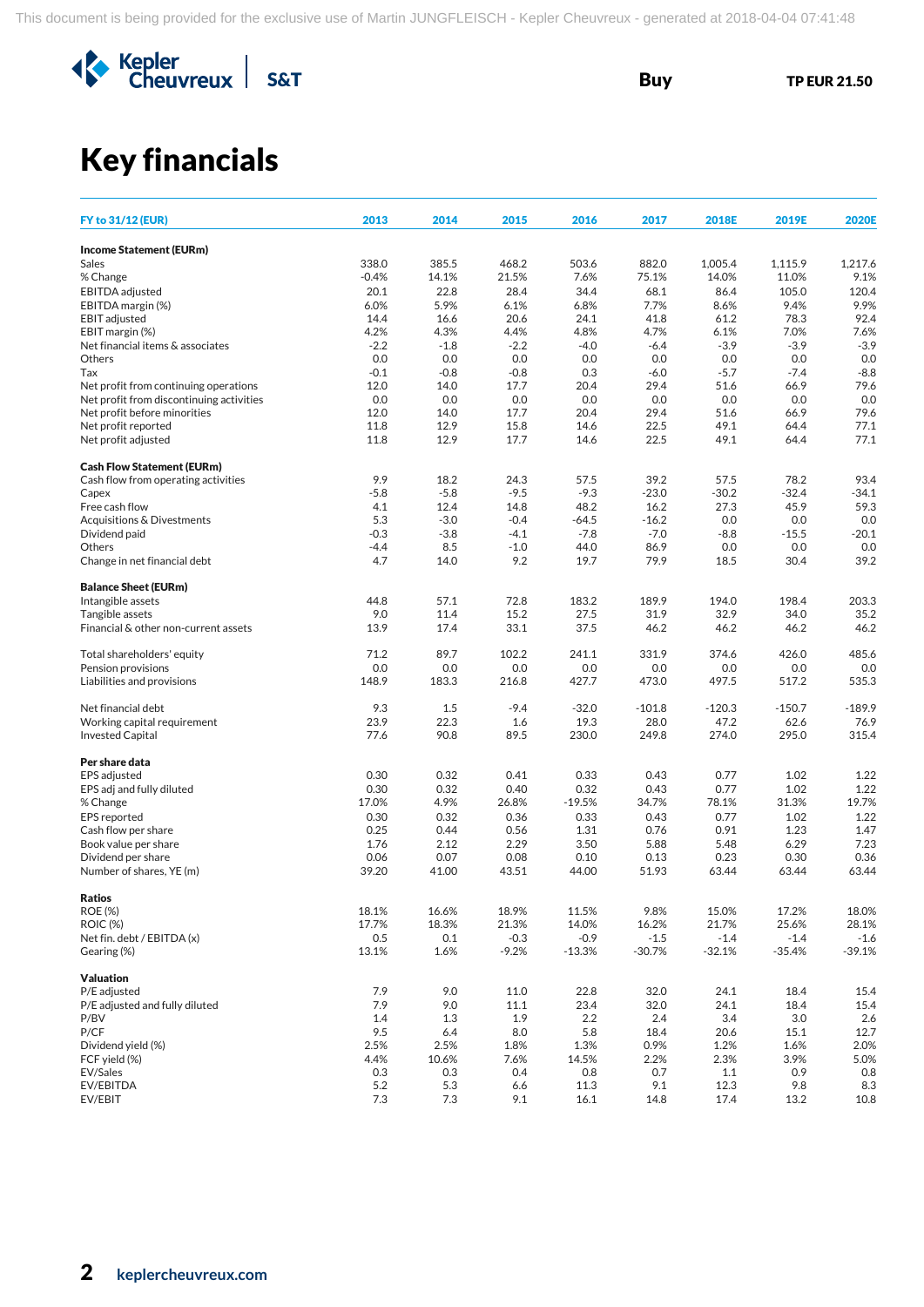Buy TP EUR 21.50

# Key financials

| FY to 31/12 (EUR) | 2013 | 2014 | 2015 | 2016 | 2017 | 2018E | 2019E | 2020E |
|---|---|---|---|---|---|---|---|---|
| **Income Statement (EURm)** | | | | | | | | |
| Sales | 338.0 | 385.5 | 468.2 | 503.6 | 882.0 | 1,005.4 | 1,115.9 | 1,217.6 |
| % Change | -0.4% | 14.1% | 21.5% | 7.6% | 75.1% | 14.0% | 11.0% | 9.1% |
| EBITDA adjusted | 20.1 | 22.8 | 28.4 | 34.4 | 68.1 | 86.4 | 105.0 | 120.4 |
| EBITDA margin (%) | 6.0% | 5.9% | 6.1% | 6.8% | 7.7% | 8.6% | 9.4% | 9.9% |
| EBIT adjusted | 14.4 | 16.6 | 20.6 | 24.1 | 41.8 | 61.2 | 78.3 | 92.4 |
| EBIT margin (%) | 4.2% | 4.3% | 4.4% | 4.8% | 4.7% | 6.1% | 7.0% | 7.6% |
| Net financial items & associates | -2.2 | -1.8 | -2.2 | -4.0 | -6.4 | -3.9 | -3.9 | -3.9 |
| Others | 0.0 | 0.0 | 0.0 | 0.0 | 0.0 | 0.0 | 0.0 | 0.0 |
| Tax | -0.1 | -0.8 | -0.8 | 0.3 | -6.0 | -5.7 | -7.4 | -8.8 |
| Net profit from continuing operations | 12.0 | 14.0 | 17.7 | 20.4 | 29.4 | 51.6 | 66.9 | 79.6 |
| Net profit from discontinuing activities | 0.0 | 0.0 | 0.0 | 0.0 | 0.0 | 0.0 | 0.0 | 0.0 |
| Net profit before minorities | 12.0 | 14.0 | 17.7 | 20.4 | 29.4 | 51.6 | 66.9 | 79.6 |
| Net profit reported | 11.8 | 12.9 | 15.8 | 14.6 | 22.5 | 49.1 | 64.4 | 77.1 |
| Net profit adjusted | 11.8 | 12.9 | 17.7 | 14.6 | 22.5 | 49.1 | 64.4 | 77.1 |
| **Cash Flow Statement (EURm)** | | | | | | | | |
| Cash flow from operating activities | 9.9 | 18.2 | 24.3 | 57.5 | 39.2 | 57.5 | 78.2 | 93.4 |
| Capex | -5.8 | -5.8 | -9.5 | -9.3 | -23.0 | -30.2 | -32.4 | -34.1 |
| Free cash flow | 4.1 | 12.4 | 14.8 | 48.2 | 16.2 | 27.3 | 45.9 | 59.3 |
| Acquisitions & Divestments | 5.3 | -3.0 | -0.4 | -64.5 | -16.2 | 0.0 | 0.0 | 0.0 |
| Dividend paid | -0.3 | -3.8 | -4.1 | -7.8 | -7.0 | -8.8 | -15.5 | -20.1 |
| Others | -4.4 | 8.5 | -1.0 | 44.0 | 86.9 | 0.0 | 0.0 | 0.0 |
| Change in net financial debt | 4.7 | 14.0 | 9.2 | 19.7 | 79.9 | 18.5 | 30.4 | 39.2 |
| **Balance Sheet (EURm)** | | | | | | | | |
| Intangible assets | 44.8 | 57.1 | 72.8 | 183.2 | 189.9 | 194.0 | 198.4 | 203.3 |
| Tangible assets | 9.0 | 11.4 | 15.2 | 27.5 | 31.9 | 32.9 | 34.0 | 35.2 |
| Financial & other non-current assets | 13.9 | 17.4 | 33.1 | 37.5 | 46.2 | 46.2 | 46.2 | 46.2 |
| Total shareholders' equity | 71.2 | 89.7 | 102.2 | 241.1 | 331.9 | 374.6 | 426.0 | 485.6 |
| Pension provisions | 0.0 | 0.0 | 0.0 | 0.0 | 0.0 | 0.0 | 0.0 | 0.0 |
| Liabilities and provisions | 148.9 | 183.3 | 216.8 | 427.7 | 473.0 | 497.5 | 517.2 | 535.3 |
| Net financial debt | 9.3 | 1.5 | -9.4 | -32.0 | -101.8 | -120.3 | -150.7 | -189.9 |
| Working capital requirement | 23.9 | 22.3 | 1.6 | 19.3 | 28.0 | 47.2 | 62.6 | 76.9 |
| Invested Capital | 77.6 | 90.8 | 89.5 | 230.0 | 249.8 | 274.0 | 295.0 | 315.4 |
| **Per share data** | | | | | | | | |
| EPS adjusted | 0.30 | 0.32 | 0.41 | 0.33 | 0.43 | 0.77 | 1.02 | 1.22 |
| EPS adj and fully diluted | 0.30 | 0.32 | 0.40 | 0.32 | 0.43 | 0.77 | 1.02 | 1.22 |
| % Change | 17.0% | 4.9% | 26.8% | -19.5% | 34.7% | 78.1% | 31.3% | 19.7% |
| EPS reported | 0.30 | 0.32 | 0.36 | 0.33 | 0.43 | 0.77 | 1.02 | 1.22 |
| Cash flow per share | 0.25 | 0.44 | 0.56 | 1.31 | 0.76 | 0.91 | 1.23 | 1.47 |
| Book value per share | 1.76 | 2.12 | 2.29 | 3.50 | 5.88 | 5.48 | 6.29 | 7.23 |
| Dividend per share | 0.06 | 0.07 | 0.08 | 0.10 | 0.13 | 0.23 | 0.30 | 0.36 |
| Number of shares, YE (m) | 39.20 | 41.00 | 43.51 | 44.00 | 51.93 | 63.44 | 63.44 | 63.44 |
| **Ratios** | | | | | | | | |
| ROE (%) | 18.1% | 16.6% | 18.9% | 11.5% | 9.8% | 15.0% | 17.2% | 18.0% |
| ROIC (%) | 17.7% | 18.3% | 21.3% | 14.0% | 16.2% | 21.7% | 25.6% | 28.1% |
| Net fin. debt / EBITDA (x) | 0.5 | 0.1 | -0.3 | -0.9 | -1.5 | -1.4 | -1.4 | -1.6 |
| Gearing (%) | 13.1% | 1.6% | -9.2% | -13.3% | -30.7% | -32.1% | -35.4% | -39.1% |
| **Valuation** | | | | | | | | |
| P/E adjusted | 7.9 | 9.0 | 11.0 | 22.8 | 32.0 | 24.1 | 18.4 | 15.4 |
| P/E adjusted and fully diluted | 7.9 | 9.0 | 11.1 | 23.4 | 32.0 | 24.1 | 18.4 | 15.4 |
| P/BV | 1.4 | 1.3 | 1.9 | 2.2 | 2.4 | 3.4 | 3.0 | 2.6 |
| P/CF | 9.5 | 6.4 | 8.0 | 5.8 | 18.4 | 20.6 | 15.1 | 12.7 |
| Dividend yield (%) | 2.5% | 2.5% | 1.8% | 1.3% | 0.9% | 1.2% | 1.6% | 2.0% |
| FCF yield (%) | 4.4% | 10.6% | 7.6% | 14.5% | 2.2% | 2.3% | 3.9% | 5.0% |
| EV/Sales | 0.3 | 0.3 | 0.4 | 0.8 | 0.7 | 1.1 | 0.9 | 0.8 |
| EV/EBITDA | 5.2 | 5.3 | 6.6 | 11.3 | 9.1 | 12.3 | 9.8 | 8.3 |
| EV/EBIT | 7.3 | 7.3 | 9.1 | 16.1 | 14.8 | 17.4 | 13.2 | 10.8 |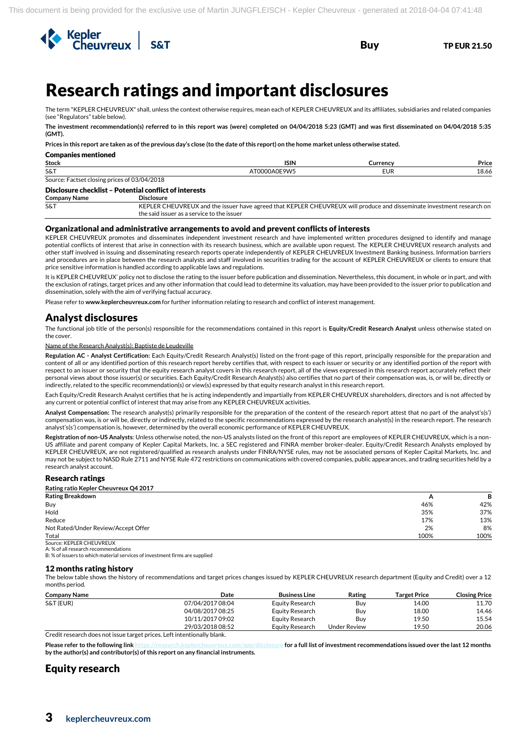# Research ratings and important disclosures

The term "KEPLER CHEUVREUX" shall, unless the context otherwise requires, mean each of KEPLER CHEUVREUX and its affiliates, subsidiaries and related companies (see "Regulators" table below).

**The investment recommendation(s) referred to in this report was (were) completed on 04/04/2018 5:23 (GMT) and was first disseminated on 04/04/2018 5:35 (GMT).**

**Prices in this report are taken as of the previous day's close (to the date of this report) on the home market unless otherwise stated.**

### Companies mentioned

| Stock | ISIN | Currency | Price |
|---|---|---|---|
| S&T | AT0000A0E9W5 | EUR | 18.66 |

Source: Factset closing prices of 03/04/2018

### Disclosure checklist – Potential conflict of interests

| Company Name | Disclosure |
|---|---|
| S&T | KEPLER CHEUVREUX and the issuer have agreed that KEPLER CHEUVREUX will produce and disseminate investment research on the said issuer as a service to the issuer |

### Organizational and administrative arrangements to avoid and prevent conflicts of interests

KEPLER CHEUVREUX promotes and disseminates independent investment research and have implemented written procedures designed to identify and manage potential conflicts of interest that arise in connection with its research business, which are available upon request. The KEPLER CHEUVREUX research analysts and other staff involved in issuing and disseminating research reports operate independently of KEPLER CHEUVREUX Investment Banking business. Information barriers and procedures are in place between the research analysts and staff involved in securities trading for the account of KEPLER CHEUVREUX or clients to ensure that price sensitive information is handled according to applicable laws and regulations.

It is KEPLER CHEUVREUX' policy not to disclose the rating to the issuer before publication and dissemination. Nevertheless, this document, in whole or in part, and with the exclusion of ratings, target prices and any other information that could lead to determine its valuation, may have been provided to the issuer prior to publication and dissemination, solely with the aim of verifying factual accuracy.

Please refer to **www.keplercheuvreux.com** for further information relating to research and conflict of interest management.

## Analyst disclosures

The functional job title of the person(s) responsible for the recommendations contained in this report is **Equity/Credit Research Analyst** unless otherwise stated on the cover.

Name of the Research Analyst(s): Baptiste de Leudeville

**Regulation AC - Analyst Certification:** Each Equity/Credit Research Analyst(s) listed on the front-page of this report, principally responsible for the preparation and content of all or any identified portion of this research report hereby certifies that, with respect to each issuer or security or any identified portion of the report with respect to an issuer or security that the equity research analyst covers in this research report, all of the views expressed in this research report accurately reflect their personal views about those issuer(s) or securities. Each Equity/Credit Research Analyst(s) also certifies that no part of their compensation was, is, or will be, directly or indirectly, related to the specific recommendation(s) or view(s) expressed by that equity research analyst in this research report.

Each Equity/Credit Research Analyst certifies that he is acting independently and impartially from KEPLER CHEUVREUX shareholders, directors and is not affected by any current or potential conflict of interest that may arise from any KEPLER CHEUVREUX activities.

**Analyst Compensation:** The research analyst(s) primarily responsible for the preparation of the content of the research report attest that no part of the analyst's(s') compensation was, is or will be, directly or indirectly, related to the specific recommendations expressed by the research analyst(s) in the research report. The research analyst's(s') compensation is, however, determined by the overall economic performance of KEPLER CHEUVREUX.

**Registration of non-US Analysts**: Unless otherwise noted, the non-US analysts listed on the front of this report are employees of KEPLER CHEUVREUX, which is a non-US affiliate and parent company of Kepler Capital Markets, Inc. a SEC registered and FINRA member broker-dealer. Equity/Credit Research Analysts employed by KEPLER CHEUVREUX, are not registered/qualified as research analysts under FINRA/NYSE rules, may not be associated persons of Kepler Capital Markets, Inc. and may not be subject to NASD Rule 2711 and NYSE Rule 472 restrictions on communications with covered companies, public appearances, and trading securities held by a research analyst account.

### Research ratings

Rating ratio Kepler Cheuvreux Q4 2017

| Rating Breakdown | A | B |
|---|---|---|
| Buy | 46% | 42% |
| Hold | 35% | 37% |
| Reduce | 17% | 13% |
| Not Rated/Under Review/Accept Offer | 2% | 8% |
| Total | 100% | 100% |

Source: KEPLER CHEUVREUX
A: % of all research recommendations
B: % of issuers to which material services of investment firms are supplied

### 12 months rating history

The below table shows the history of recommendations and target prices changes issued by KEPLER CHEUVREUX research department (Equity and Credit) over a 12 months period.

| Company Name | Date | Business Line | Rating | Target Price | Closing Price |
|---|---|---|---|---|---|
| S&T (EUR) | 07/04/2017 08:04 | Equity Research | Buy | 14.00 | 11.70 |
| | 04/08/2017 08:25 | Equity Research | Buy | 18.00 | 14.46 |
| | 10/11/2017 09:02 | Equity Research | Buy | 19.50 | 15.54 |
| | 29/03/2018 08:52 | Equity Research | Under Review | 19.50 | 20.06 |

Credit research does not issue target prices. Left intentionally blank.

**Please refer to the following link https://research.keplercheuvreux.com/app/disclosure for a full list of investment recommendations issued over the last 12 months by the author(s) and contributor(s) of this report on any financial instruments.**

## Equity research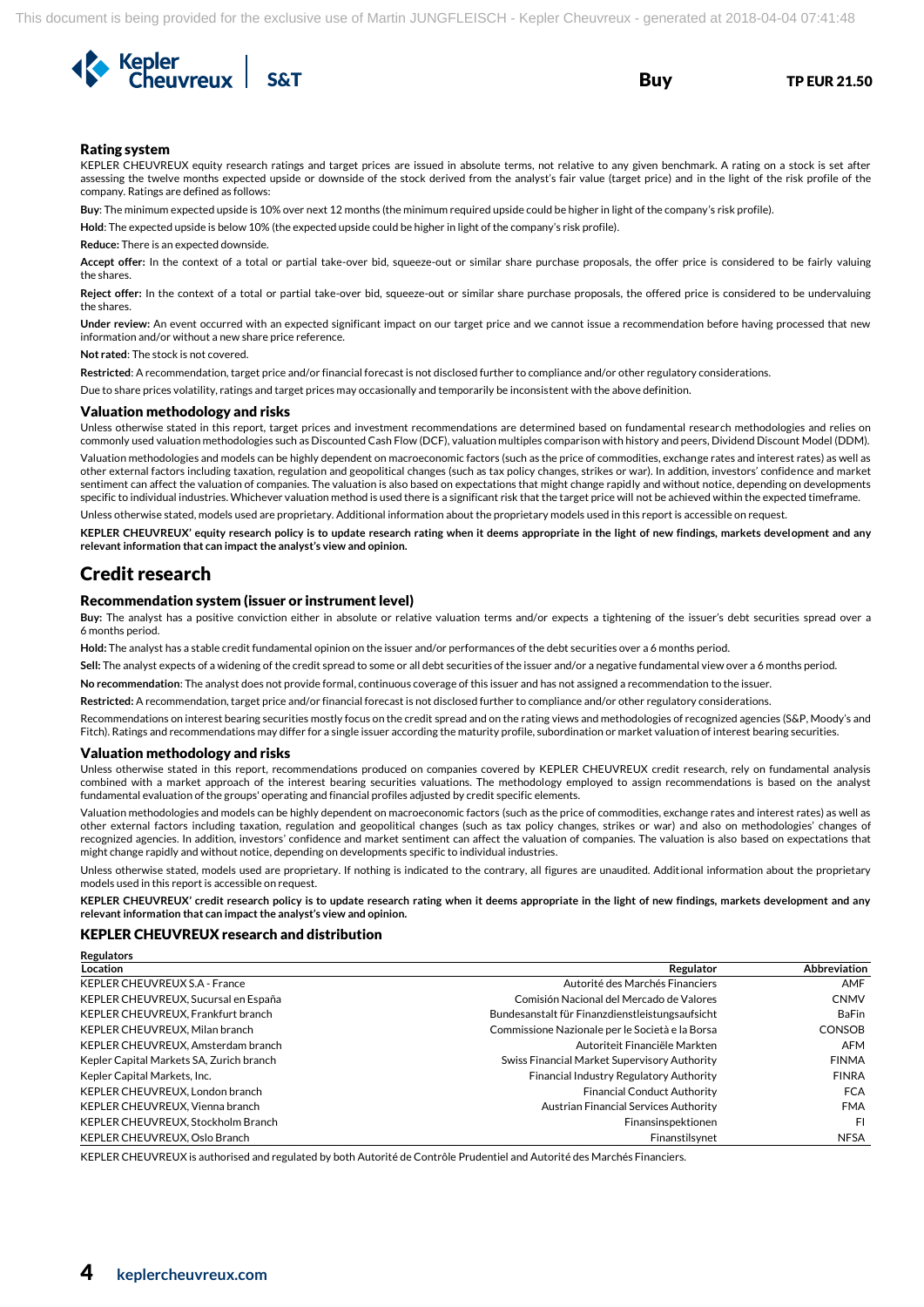Buy TP EUR 21.50

### Rating system

KEPLER CHEUVREUX equity research ratings and target prices are issued in absolute terms, not relative to any given benchmark. A rating on a stock is set after assessing the twelve months expected upside or downside of the stock derived from the analyst's fair value (target price) and in the light of the risk profile of the company. Ratings are defined as follows:

**Buy**: The minimum expected upside is 10% over next 12 months (the minimum required upside could be higher in light of the company's risk profile).

**Hold**: The expected upside is below 10% (the expected upside could be higher in light of the company's risk profile).

**Reduce:** There is an expected downside.

**Accept offer:** In the context of a total or partial take-over bid, squeeze-out or similar share purchase proposals, the offer price is considered to be fairly valuing the shares.

**Reject offer:** In the context of a total or partial take-over bid, squeeze-out or similar share purchase proposals, the offered price is considered to be undervaluing the shares.

**Under review:** An event occurred with an expected significant impact on our target price and we cannot issue a recommendation before having processed that new information and/or without a new share price reference.

**Not rated**: The stock is not covered.

**Restricted**: A recommendation, target price and/or financial forecast is not disclosed further to compliance and/or other regulatory considerations.

Due to share prices volatility, ratings and target prices may occasionally and temporarily be inconsistent with the above definition.

### Valuation methodology and risks

Unless otherwise stated in this report, target prices and investment recommendations are determined based on fundamental research methodologies and relies on commonly used valuation methodologies such as Discounted Cash Flow (DCF), valuation multiples comparison with history and peers, Dividend Discount Model (DDM).

Valuation methodologies and models can be highly dependent on macroeconomic factors (such as the price of commodities, exchange rates and interest rates) as well as other external factors including taxation, regulation and geopolitical changes (such as tax policy changes, strikes or war). In addition, investors' confidence and market sentiment can affect the valuation of companies. The valuation is also based on expectations that might change rapidly and without notice, depending on developments specific to individual industries. Whichever valuation method is used there is a significant risk that the target price will not be achieved within the expected timeframe.

Unless otherwise stated, models used are proprietary. Additional information about the proprietary models used in this report is accessible on request.

**KEPLER CHEUVREUX' equity research policy is to update research rating when it deems appropriate in the light of new findings, markets development and any relevant information that can impact the analyst's view and opinion.**

## Credit research

### Recommendation system (issuer or instrument level)

**Buy:** The analyst has a positive conviction either in absolute or relative valuation terms and/or expects a tightening of the issuer's debt securities spread over a 6 months period.

**Hold:** The analyst has a stable credit fundamental opinion on the issuer and/or performances of the debt securities over a 6 months period.

**Sell:** The analyst expects of a widening of the credit spread to some or all debt securities of the issuer and/or a negative fundamental view over a 6 months period.

**No recommendation**: The analyst does not provide formal, continuous coverage of this issuer and has not assigned a recommendation to the issuer.

**Restricted:** A recommendation, target price and/or financial forecast is not disclosed further to compliance and/or other regulatory considerations.

Recommendations on interest bearing securities mostly focus on the credit spread and on the rating views and methodologies of recognized agencies (S&P, Moody's and Fitch). Ratings and recommendations may differ for a single issuer according the maturity profile, subordination or market valuation of interest bearing securities.

### Valuation methodology and risks

Unless otherwise stated in this report, recommendations produced on companies covered by KEPLER CHEUVREUX credit research, rely on fundamental analysis combined with a market approach of the interest bearing securities valuations. The methodology employed to assign recommendations is based on the analyst fundamental evaluation of the groups' operating and financial profiles adjusted by credit specific elements.

Valuation methodologies and models can be highly dependent on macroeconomic factors (such as the price of commodities, exchange rates and interest rates) as well as other external factors including taxation, regulation and geopolitical changes (such as tax policy changes, strikes or war) and also on methodologies' changes of recognized agencies. In addition, investors' confidence and market sentiment can affect the valuation of companies. The valuation is also based on expectations that might change rapidly and without notice, depending on developments specific to individual industries.

Unless otherwise stated, models used are proprietary. If nothing is indicated to the contrary, all figures are unaudited. Additional information about the proprietary models used in this report is accessible on request.

**KEPLER CHEUVREUX' credit research policy is to update research rating when it deems appropriate in the light of new findings, markets development and any relevant information that can impact the analyst's view and opinion.**

### KEPLER CHEUVREUX research and distribution

**Regulators**

| Location | Regulator | Abbreviation |
|---|---|---|
| KEPLER CHEUVREUX S.A - France | Autorité des Marchés Financiers | AMF |
| KEPLER CHEUVREUX, Sucursal en España | Comisión Nacional del Mercado de Valores | CNMV |
| KEPLER CHEUVREUX, Frankfurt branch | Bundesanstalt für Finanzdienstleistungsaufsicht | BaFin |
| KEPLER CHEUVREUX, Milan branch | Commissione Nazionale per le Società e la Borsa | CONSOB |
| KEPLER CHEUVREUX, Amsterdam branch | Autoriteit Financiële Markten | AFM |
| Kepler Capital Markets SA, Zurich branch | Swiss Financial Market Supervisory Authority | FINMA |
| Kepler Capital Markets, Inc. | Financial Industry Regulatory Authority | FINRA |
| KEPLER CHEUVREUX, London branch | Financial Conduct Authority | FCA |
| KEPLER CHEUVREUX, Vienna branch | Austrian Financial Services Authority | FMA |
| KEPLER CHEUVREUX, Stockholm Branch | Finansinspektionen | FI |
| KEPLER CHEUVREUX, Oslo Branch | Finanstilsynet | NFSA |

KEPLER CHEUVREUX is authorised and regulated by both Autorité de Contrôle Prudentiel and Autorité des Marchés Financiers.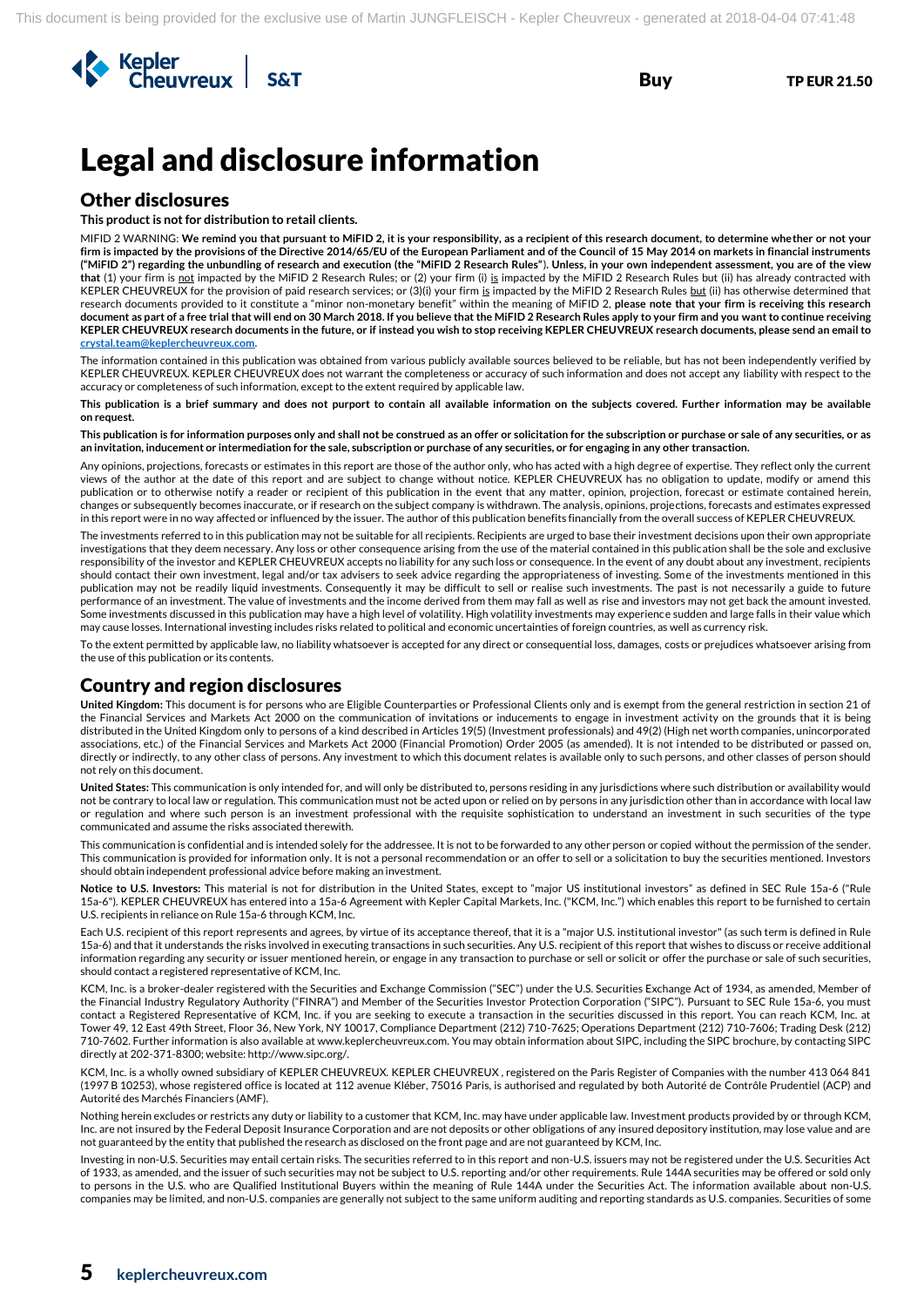# Legal and disclosure information

## Other disclosures

**This product is not for distribution to retail clients.**

MIFID 2 WARNING: **We remind you that pursuant to MiFID 2, it is your responsibility, as a recipient of this research document, to determine whether or not your firm is impacted by the provisions of the Directive 2014/65/EU of the European Parliament and of the Council of 15 May 2014 on markets in financial instruments ("MiFID 2") regarding the unbundling of research and execution (the "MiFID 2 Research Rules"). Unless, in your own independent assessment, you are of the view that** (1) your firm is not impacted by the MiFID 2 Research Rules; or (2) your firm (i) is impacted by the MiFID 2 Research Rules but (ii) has already contracted with KEPLER CHEUVREUX for the provision of paid research services; or (3)(i) your firm is impacted by the MiFID 2 Research Rules but (ii) has otherwise determined that research documents provided to it constitute a "minor non-monetary benefit" within the meaning of MiFID 2, **please note that your firm is receiving this research document as part of a free trial that will end on 30 March 2018. If you believe that the MiFID 2 Research Rules apply to your firm and you want to continue receiving KEPLER CHEUVREUX research documents in the future, or if instead you wish to stop receiving KEPLER CHEUVREUX research documents, please send an email to crystal.team@keplercheuvreux.com.**

The information contained in this publication was obtained from various publicly available sources believed to be reliable, but has not been independently verified by KEPLER CHEUVREUX. KEPLER CHEUVREUX does not warrant the completeness or accuracy of such information and does not accept any liability with respect to the accuracy or completeness of such information, except to the extent required by applicable law.

**This publication is a brief summary and does not purport to contain all available information on the subjects covered. Further information may be available on request.**

**This publication is for information purposes only and shall not be construed as an offer or solicitation for the subscription or purchase or sale of any securities, or as an invitation, inducement or intermediation for the sale, subscription or purchase of any securities, or for engaging in any other transaction.**

Any opinions, projections, forecasts or estimates in this report are those of the author only, who has acted with a high degree of expertise. They reflect only the current views of the author at the date of this report and are subject to change without notice. KEPLER CHEUVREUX has no obligation to update, modify or amend this publication or to otherwise notify a reader or recipient of this publication in the event that any matter, opinion, projection, forecast or estimate contained herein, changes or subsequently becomes inaccurate, or if research on the subject company is withdrawn. The analysis, opinions, projections, forecasts and estimates expressed in this report were in no way affected or influenced by the issuer. The author of this publication benefits financially from the overall success of KEPLER CHEUVREUX.

The investments referred to in this publication may not be suitable for all recipients. Recipients are urged to base their investment decisions upon their own appropriate investigations that they deem necessary. Any loss or other consequence arising from the use of the material contained in this publication shall be the sole and exclusive responsibility of the investor and KEPLER CHEUVREUX accepts no liability for any such loss or consequence. In the event of any doubt about any investment, recipients should contact their own investment, legal and/or tax advisers to seek advice regarding the appropriateness of investing. Some of the investments mentioned in this publication may not be readily liquid investments. Consequently it may be difficult to sell or realise such investments. The past is not necessarily a guide to future performance of an investment. The value of investments and the income derived from them may fall as well as rise and investors may not get back the amount invested. Some investments discussed in this publication may have a high level of volatility. High volatility investments may experience sudden and large falls in their value which may cause losses. International investing includes risks related to political and economic uncertainties of foreign countries, as well as currency risk.

To the extent permitted by applicable law, no liability whatsoever is accepted for any direct or consequential loss, damages, costs or prejudices whatsoever arising from the use of this publication or its contents.

## Country and region disclosures

**United Kingdom:** This document is for persons who are Eligible Counterparties or Professional Clients only and is exempt from the general restriction in section 21 of the Financial Services and Markets Act 2000 on the communication of invitations or inducements to engage in investment activity on the grounds that it is being distributed in the United Kingdom only to persons of a kind described in Articles 19(5) (Investment professionals) and 49(2) (High net worth companies, unincorporated associations, etc.) of the Financial Services and Markets Act 2000 (Financial Promotion) Order 2005 (as amended). It is not intended to be distributed or passed on, directly or indirectly, to any other class of persons. Any investment to which this document relates is available only to such persons, and other classes of person should not rely on this document.

**United States:** This communication is only intended for, and will only be distributed to, persons residing in any jurisdictions where such distribution or availability would not be contrary to local law or regulation. This communication must not be acted upon or relied on by persons in any jurisdiction other than in accordance with local law or regulation and where such person is an investment professional with the requisite sophistication to understand an investment in such securities of the type communicated and assume the risks associated therewith.

This communication is confidential and is intended solely for the addressee. It is not to be forwarded to any other person or copied without the permission of the sender. This communication is provided for information only. It is not a personal recommendation or an offer to sell or a solicitation to buy the securities mentioned. Investors should obtain independent professional advice before making an investment.

**Notice to U.S. Investors:** This material is not for distribution in the United States, except to "major US institutional investors" as defined in SEC Rule 15a-6 ("Rule 15a-6"). KEPLER CHEUVREUX has entered into a 15a-6 Agreement with Kepler Capital Markets, Inc. ("KCM, Inc.") which enables this report to be furnished to certain U.S. recipients in reliance on Rule 15a-6 through KCM, Inc.

Each U.S. recipient of this report represents and agrees, by virtue of its acceptance thereof, that it is a "major U.S. institutional investor" (as such term is defined in Rule 15a-6) and that it understands the risks involved in executing transactions in such securities. Any U.S. recipient of this report that wishes to discuss or receive additional information regarding any security or issuer mentioned herein, or engage in any transaction to purchase or sell or solicit or offer the purchase or sale of such securities, should contact a registered representative of KCM, Inc.

KCM, Inc. is a broker-dealer registered with the Securities and Exchange Commission ("SEC") under the U.S. Securities Exchange Act of 1934, as amended, Member of the Financial Industry Regulatory Authority ("FINRA") and Member of the Securities Investor Protection Corporation ("SIPC"). Pursuant to SEC Rule 15a-6, you must contact a Registered Representative of KCM, Inc. if you are seeking to execute a transaction in the securities discussed in this report. You can reach KCM, Inc. at Tower 49, 12 East 49th Street, Floor 36, New York, NY 10017, Compliance Department (212) 710-7625; Operations Department (212) 710-7606; Trading Desk (212) 710-7602. Further information is also available at www.keplercheuvreux.com. You may obtain information about SIPC, including the SIPC brochure, by contacting SIPC directly at 202-371-8300; website: http://www.sipc.org/.

KCM, Inc. is a wholly owned subsidiary of KEPLER CHEUVREUX. KEPLER CHEUVREUX , registered on the Paris Register of Companies with the number 413 064 841 (1997 B 10253), whose registered office is located at 112 avenue Kléber, 75016 Paris, is authorised and regulated by both Autorité de Contrôle Prudentiel (ACP) and Autorité des Marchés Financiers (AMF).

Nothing herein excludes or restricts any duty or liability to a customer that KCM, Inc. may have under applicable law. Investment products provided by or through KCM, Inc. are not insured by the Federal Deposit Insurance Corporation and are not deposits or other obligations of any insured depository institution, may lose value and are not guaranteed by the entity that published the research as disclosed on the front page and are not guaranteed by KCM, Inc.

Investing in non-U.S. Securities may entail certain risks. The securities referred to in this report and non-U.S. issuers may not be registered under the U.S. Securities Act of 1933, as amended, and the issuer of such securities may not be subject to U.S. reporting and/or other requirements. Rule 144A securities may be offered or sold only to persons in the U.S. who are Qualified Institutional Buyers within the meaning of Rule 144A under the Securities Act. The information available about non-U.S. companies may be limited, and non-U.S. companies are generally not subject to the same uniform auditing and reporting standards as U.S. companies. Securities of some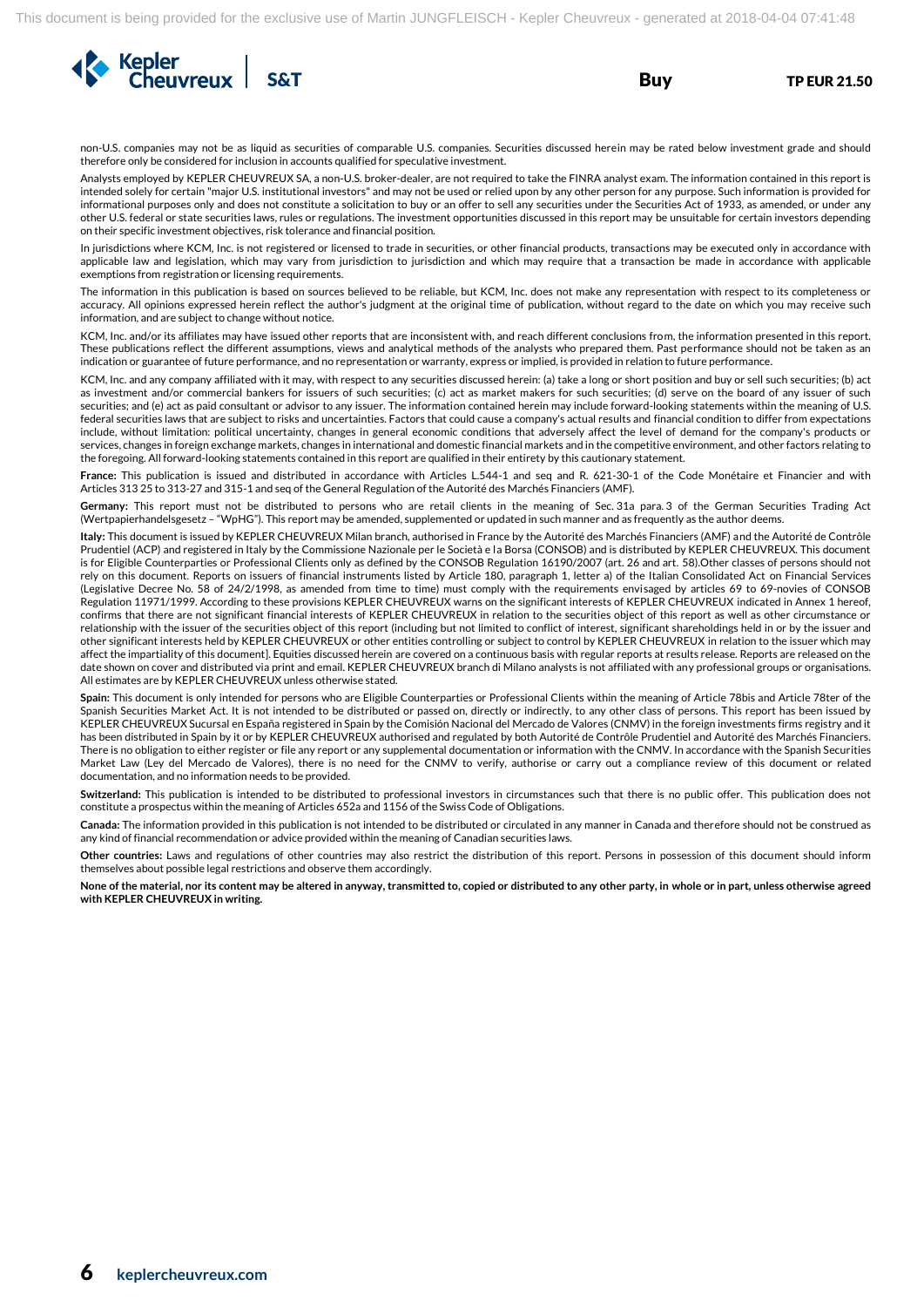non-U.S. companies may not be as liquid as securities of comparable U.S. companies. Securities discussed herein may be rated below investment grade and should therefore only be considered for inclusion in accounts qualified for speculative investment.

Analysts employed by KEPLER CHEUVREUX SA, a non-U.S. broker-dealer, are not required to take the FINRA analyst exam. The information contained in this report is intended solely for certain "major U.S. institutional investors" and may not be used or relied upon by any other person for any purpose. Such information is provided for informational purposes only and does not constitute a solicitation to buy or an offer to sell any securities under the Securities Act of 1933, as amended, or under any other U.S. federal or state securities laws, rules or regulations. The investment opportunities discussed in this report may be unsuitable for certain investors depending on their specific investment objectives, risk tolerance and financial position.

In jurisdictions where KCM, Inc. is not registered or licensed to trade in securities, or other financial products, transactions may be executed only in accordance with applicable law and legislation, which may vary from jurisdiction to jurisdiction and which may require that a transaction be made in accordance with applicable exemptions from registration or licensing requirements.

The information in this publication is based on sources believed to be reliable, but KCM, Inc. does not make any representation with respect to its completeness or accuracy. All opinions expressed herein reflect the author's judgment at the original time of publication, without regard to the date on which you may receive such information, and are subject to change without notice.

KCM, Inc. and/or its affiliates may have issued other reports that are inconsistent with, and reach different conclusions from, the information presented in this report. These publications reflect the different assumptions, views and analytical methods of the analysts who prepared them. Past performance should not be taken as an indication or guarantee of future performance, and no representation or warranty, express or implied, is provided in relation to future performance.

KCM, Inc. and any company affiliated with it may, with respect to any securities discussed herein: (a) take a long or short position and buy or sell such securities; (b) act as investment and/or commercial bankers for issuers of such securities; (c) act as market makers for such securities; (d) serve on the board of any issuer of such securities; and (e) act as paid consultant or advisor to any issuer. The information contained herein may include forward-looking statements within the meaning of U.S. federal securities laws that are subject to risks and uncertainties. Factors that could cause a company's actual results and financial condition to differ from expectations include, without limitation: political uncertainty, changes in general economic conditions that adversely affect the level of demand for the company's products or services, changes in foreign exchange markets, changes in international and domestic financial markets and in the competitive environment, and other factors relating to the foregoing. All forward-looking statements contained in this report are qualified in their entirety by this cautionary statement.

**France:** This publication is issued and distributed in accordance with Articles L.544-1 and seq and R. 621-30-1 of the Code Monétaire et Financier and with Articles 313 25 to 313-27 and 315-1 and seq of the General Regulation of the Autorité des Marchés Financiers (AMF).

**Germany:** This report must not be distributed to persons who are retail clients in the meaning of Sec. 31a para. 3 of the German Securities Trading Act (Wertpapierhandelsgesetz – "WpHG"). This report may be amended, supplemented or updated in such manner and as frequently as the author deems.

**Italy:** This document is issued by KEPLER CHEUVREUX Milan branch, authorised in France by the Autorité des Marchés Financiers (AMF) and the Autorité de Contrôle Prudentiel (ACP) and registered in Italy by the Commissione Nazionale per le Società e la Borsa (CONSOB) and is distributed by KEPLER CHEUVREUX. This document is for Eligible Counterparties or Professional Clients only as defined by the CONSOB Regulation 16190/2007 (art. 26 and art. 58).Other classes of persons should not rely on this document. Reports on issuers of financial instruments listed by Article 180, paragraph 1, letter a) of the Italian Consolidated Act on Financial Services (Legislative Decree No. 58 of 24/2/1998, as amended from time to time) must comply with the requirements envisaged by articles 69 to 69-novies of CONSOB Regulation 11971/1999. According to these provisions KEPLER CHEUVREUX warns on the significant interests of KEPLER CHEUVREUX indicated in Annex 1 hereof, confirms that there are not significant financial interests of KEPLER CHEUVREUX in relation to the securities object of this report as well as other circumstance or relationship with the issuer of the securities object of this report (including but not limited to conflict of interest, significant shareholdings held in or by the issuer and other significant interests held by KEPLER CHEUVREUX or other entities controlling or subject to control by KEPLER CHEUVREUX in relation to the issuer which may affect the impartiality of this document]. Equities discussed herein are covered on a continuous basis with regular reports at results release. Reports are released on the date shown on cover and distributed via print and email. KEPLER CHEUVREUX branch di Milano analysts is not affiliated with any professional groups or organisations. All estimates are by KEPLER CHEUVREUX unless otherwise stated.

**Spain:** This document is only intended for persons who are Eligible Counterparties or Professional Clients within the meaning of Article 78bis and Article 78ter of the Spanish Securities Market Act. It is not intended to be distributed or passed on, directly or indirectly, to any other class of persons. This report has been issued by KEPLER CHEUVREUX Sucursal en España registered in Spain by the Comisión Nacional del Mercado de Valores (CNMV) in the foreign investments firms registry and it has been distributed in Spain by it or by KEPLER CHEUVREUX authorised and regulated by both Autorité de Contrôle Prudentiel and Autorité des Marchés Financiers. There is no obligation to either register or file any report or any supplemental documentation or information with the CNMV. In accordance with the Spanish Securities Market Law (Ley del Mercado de Valores), there is no need for the CNMV to verify, authorise or carry out a compliance review of this document or related documentation, and no information needs to be provided.

**Switzerland:** This publication is intended to be distributed to professional investors in circumstances such that there is no public offer. This publication does not constitute a prospectus within the meaning of Articles 652a and 1156 of the Swiss Code of Obligations.

**Canada:** The information provided in this publication is not intended to be distributed or circulated in any manner in Canada and therefore should not be construed as any kind of financial recommendation or advice provided within the meaning of Canadian securities laws.

**Other countries:** Laws and regulations of other countries may also restrict the distribution of this report. Persons in possession of this document should inform themselves about possible legal restrictions and observe them accordingly.

**None of the material, nor its content may be altered in anyway, transmitted to, copied or distributed to any other party, in whole or in part, unless otherwise agreed with KEPLER CHEUVREUX in writing.**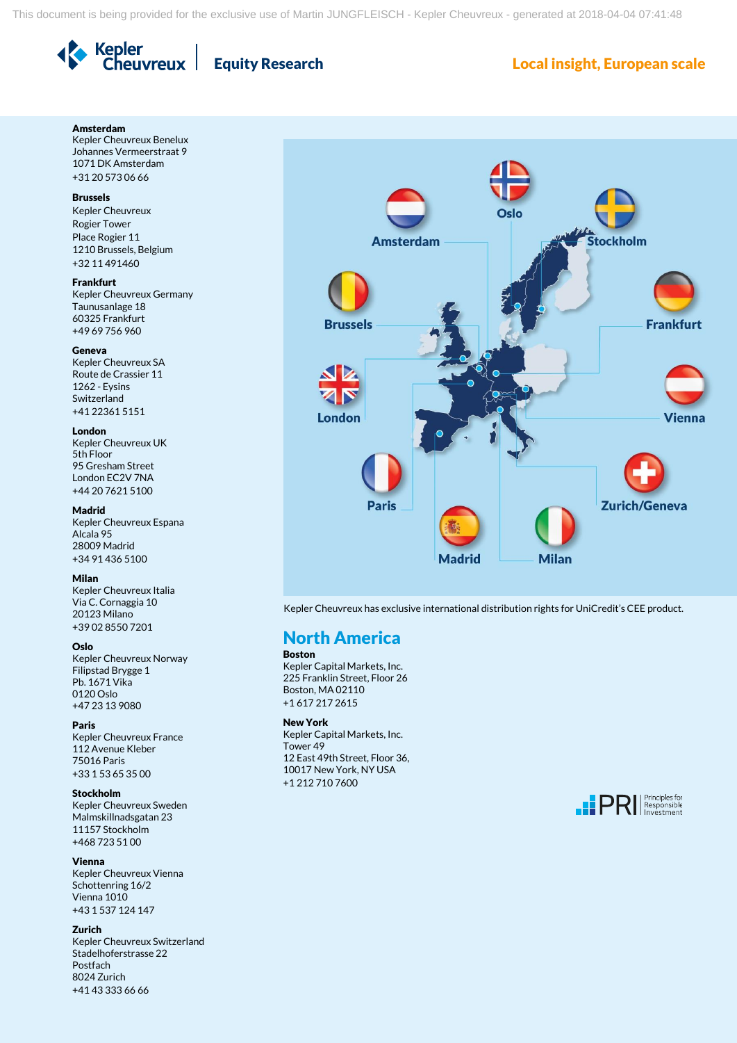Kepler Cheuvreux | Equity Research

Local insight, European scale

**Amsterdam**
Kepler Cheuvreux Benelux
Johannes Vermeerstraat 9
1071 DK Amsterdam
+31 20 573 06 66

**Brussels**
Kepler Cheuvreux
Rogier Tower
Place Rogier 11
1210 Brussels, Belgium
+32 11 491460

**Frankfurt**
Kepler Cheuvreux Germany
Taunusanlage 18
60325 Frankfurt
+49 69 756 960

**Geneva**
Kepler Cheuvreux SA
Route de Crassier 11
1262 - Eysins
Switzerland
+41 22361 5151

**London**
Kepler Cheuvreux UK
5th Floor
95 Gresham Street
London EC2V 7NA
+44 20 7621 5100

**Madrid**
Kepler Cheuvreux Espana
Alcala 95
28009 Madrid
+34 91 436 5100

**Milan**
Kepler Cheuvreux Italia
Via C. Cornaggia 10
20123 Milano
+39 02 8550 7201

**Oslo**
Kepler Cheuvreux Norway
Filipstad Brygge 1
Pb. 1671 Vika
0120 Oslo
+47 23 13 9080

**Paris**
Kepler Cheuvreux France
112 Avenue Kleber
75016 Paris
+33 1 53 65 35 00

**Stockholm**
Kepler Cheuvreux Sweden
Malmskillnadsgatan 23
11157 Stockholm
+468 723 51 00

**Vienna**
Kepler Cheuvreux Vienna
Schottenring 16/2
Vienna 1010
+43 1 537 124 147

**Zurich**
Kepler Cheuvreux Switzerland
Stadelhoferstrasse 22
Postfach
8024 Zurich
+41 43 333 66 66

Oslo
Amsterdam
Stockholm
Brussels
Frankfurt
London
Vienna
Paris
Zurich/Geneva
Madrid
Milan

Kepler Cheuvreux has exclusive international distribution rights for UniCredit's CEE product.

## North America

**Boston**
Kepler Capital Markets, Inc.
225 Franklin Street, Floor 26
Boston, MA 02110
+1 617 217 2615

**New York**
Kepler Capital Markets, Inc.
Tower 49
12 East 49th Street, Floor 36,
10017 New York, NY USA
+1 212 710 7600

PRI | Principles for Responsible Investment